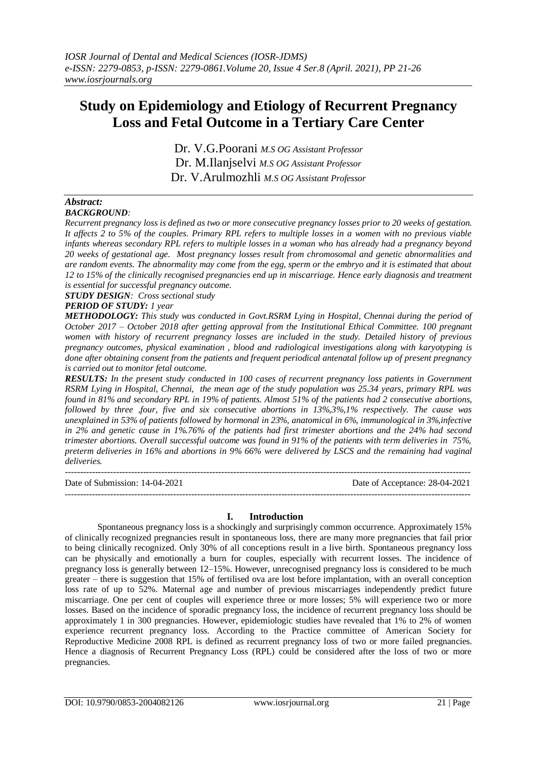# Study on Epidemiology and Etiology of Recurrent Pregnancy Loss and Fetal Outcome in a Tertiary Care Center

Dr. V.G.Poorani *M.S OG Assistant Professor*
Dr. M.Ilanjselvi *M.S OG Assistant Professor*
Dr. V.Arulmozhli *M.S OG Assistant Professor*

## *Abstract:*

***BACKGROUND:***
*Recurrent pregnancy loss is defined as two or more consecutive pregnancy losses prior to 20 weeks of gestation. It affects 2 to 5% of the couples. Primary RPL refers to multiple losses in a women with no previous viable infants whereas secondary RPL refers to multiple losses in a woman who has already had a pregnancy beyond 20 weeks of gestational age. Most pregnancy losses result from chromosomal and genetic abnormalities and are random events. The abnormality may come from the egg, sperm or the embryo and it is estimated that about 12 to 15% of the clinically recognised pregnancies end up in miscarriage. Hence early diagnosis and treatment is essential for successful pregnancy outcome.*

***STUDY DESIGN:*** *Cross sectional study*

***PERIOD OF STUDY:*** *1 year*

***METHODOLOGY:*** *This study was conducted in Govt.RSRM Lying in Hospital, Chennai during the period of October 2017 – October 2018 after getting approval from the Institutional Ethical Committee. 100 pregnant women with history of recurrent pregnancy losses are included in the study. Detailed history of previous pregnancy outcomes, physical examination , blood and radiological investigations along with karyotyping is done after obtaining consent from the patients and frequent periodical antenatal follow up of present pregnancy is carried out to monitor fetal outcome.*

***RESULTS:*** *In the present study conducted in 100 cases of recurrent pregnancy loss patients in Government RSRM Lying in Hospital, Chennai, the mean age of the study population was 25.34 years, primary RPL was found in 81% and secondary RPL in 19% of patients. Almost 51% of the patients had 2 consecutive abortions, followed by three ,four, five and six consecutive abortions in 13%,3%,1% respectively. The cause was unexplained in 53% of patients followed by hormonal in 23%, anatomical in 6%, immunological in 3%,infective in 2% and genetic cause in 1%.76% of the patients had first trimester abortions and the 24% had second trimester abortions. Overall successful outcome was found in 91% of the patients with term deliveries in 75%, preterm deliveries in 16% and abortions in 9% 66% were delivered by LSCS and the remaining had vaginal deliveries.*

---

Date of Submission: 14-04-2021 Date of Acceptance: 28-04-2021

---

## I. Introduction

Spontaneous pregnancy loss is a shockingly and surprisingly common occurrence. Approximately 15% of clinically recognized pregnancies result in spontaneous loss, there are many more pregnancies that fail prior to being clinically recognized. Only 30% of all conceptions result in a live birth. Spontaneous pregnancy loss can be physically and emotionally a burn for couples, especially with recurrent losses. The incidence of pregnancy loss is generally between 12–15%. However, unrecognised pregnancy loss is considered to be much greater – there is suggestion that 15% of fertilised ova are lost before implantation, with an overall conception loss rate of up to 52%. Maternal age and number of previous miscarriages independently predict future miscarriage. One per cent of couples will experience three or more losses; 5% will experience two or more losses. Based on the incidence of sporadic pregnancy loss, the incidence of recurrent pregnancy loss should be approximately 1 in 300 pregnancies. However, epidemiologic studies have revealed that 1% to 2% of women experience recurrent pregnancy loss. According to the Practice committee of American Society for Reproductive Medicine 2008 RPL is defined as recurrent pregnancy loss of two or more failed pregnancies. Hence a diagnosis of Recurrent Pregnancy Loss (RPL) could be considered after the loss of two or more pregnancies.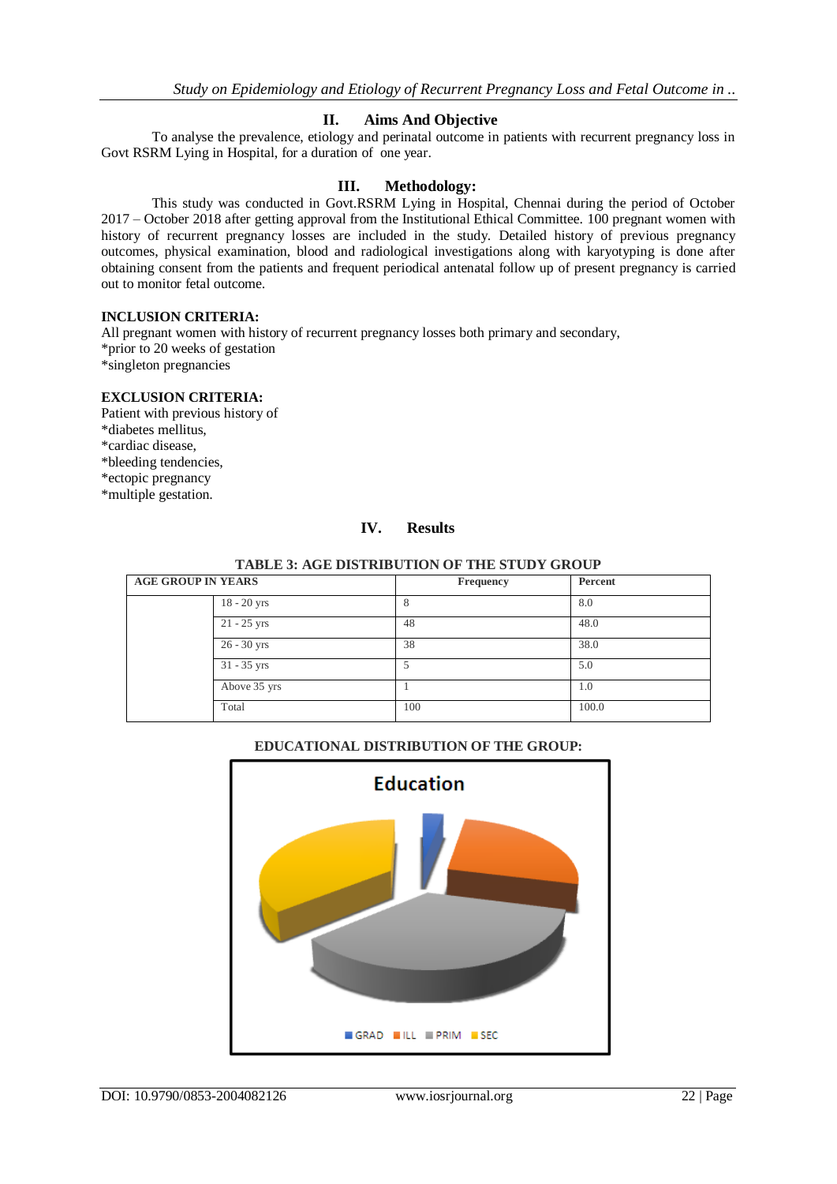## II. Aims And Objective

To analyse the prevalence, etiology and perinatal outcome in patients with recurrent pregnancy loss in Govt RSRM Lying in Hospital, for a duration of one year.

## III. Methodology:

This study was conducted in Govt.RSRM Lying in Hospital, Chennai during the period of October 2017 – October 2018 after getting approval from the Institutional Ethical Committee. 100 pregnant women with history of recurrent pregnancy losses are included in the study. Detailed history of previous pregnancy outcomes, physical examination, blood and radiological investigations along with karyotyping is done after obtaining consent from the patients and frequent periodical antenatal follow up of present pregnancy is carried out to monitor fetal outcome.

**INCLUSION CRITERIA:**

All pregnant women with history of recurrent pregnancy losses both primary and secondary,
*prior to 20 weeks of gestation
*singleton pregnancies

**EXCLUSION CRITERIA:**

Patient with previous history of
*diabetes mellitus,
*cardiac disease,
*bleeding tendencies,
*ectopic pregnancy
*multiple gestation.

## IV. Results

**TABLE 3: AGE DISTRIBUTION OF THE STUDY GROUP**

| AGE GROUP IN YEARS | | Frequency | Percent |
|---|---|---|---|
| | 18 - 20 yrs | 8 | 8.0 |
| | 21 - 25 yrs | 48 | 48.0 |
| | 26 - 30 yrs | 38 | 38.0 |
| | 31 - 35 yrs | 5 | 5.0 |
| | Above 35 yrs | 1 | 1.0 |
| | Total | 100 | 100.0 |

**EDUCATIONAL DISTRIBUTION OF THE GROUP:**

Education

GRAD ILL PRIM SEC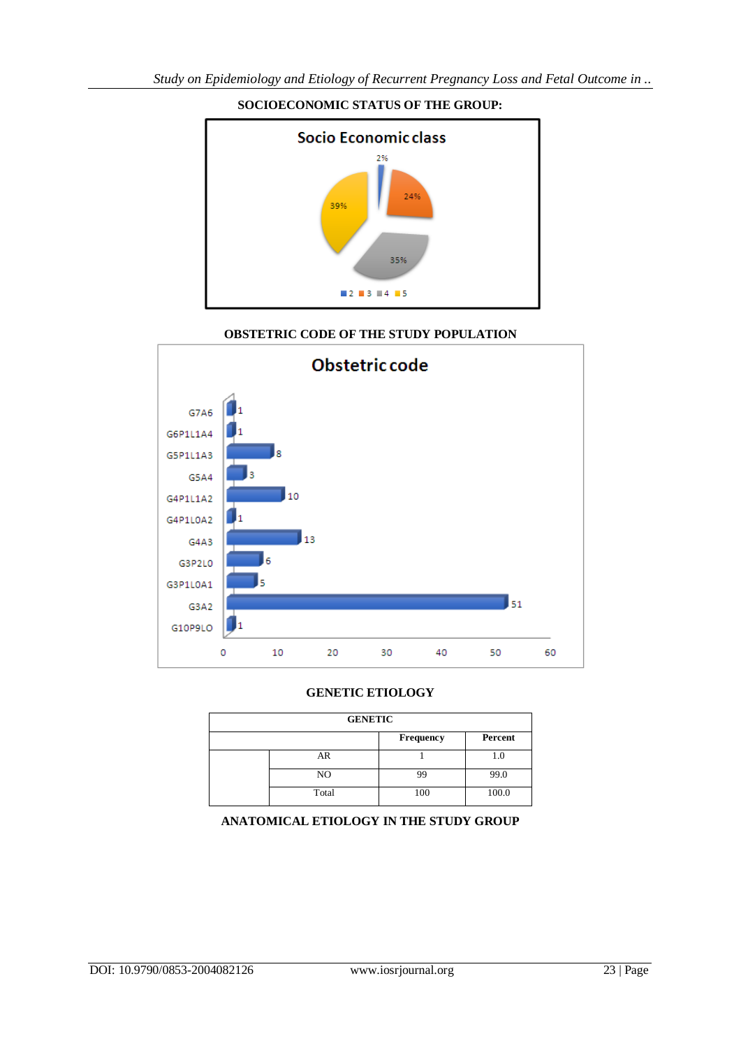**SOCIOECONOMIC STATUS OF THE GROUP:**

Socio Economic class

2%

24%

39%

35%

2 3 4 5

**OBSTETRIC CODE OF THE STUDY POPULATION**

Obstetric code

| Code | Value |
|---|---|
| G7A6 | 1 |
| G6P1L1A4 | 1 |
| G5P1L1A3 | 8 |
| G5A4 | 3 |
| G4P1L1A2 | 10 |
| G4P1L0A2 | 1 |
| G4A3 | 13 |
| G3P2L0 | 6 |
| G3P1L0A1 | 5 |
| G3A2 | 51 |
| G10P9L0 | 1 |

**GENETIC ETIOLOGY**

| GENETIC | | | |
|---|---|---|---|
| | | Frequency | Percent |
| | AR | 1 | 1.0 |
| | NO | 99 | 99.0 |
| | Total | 100 | 100.0 |

**ANATOMICAL ETIOLOGY IN THE STUDY GROUP**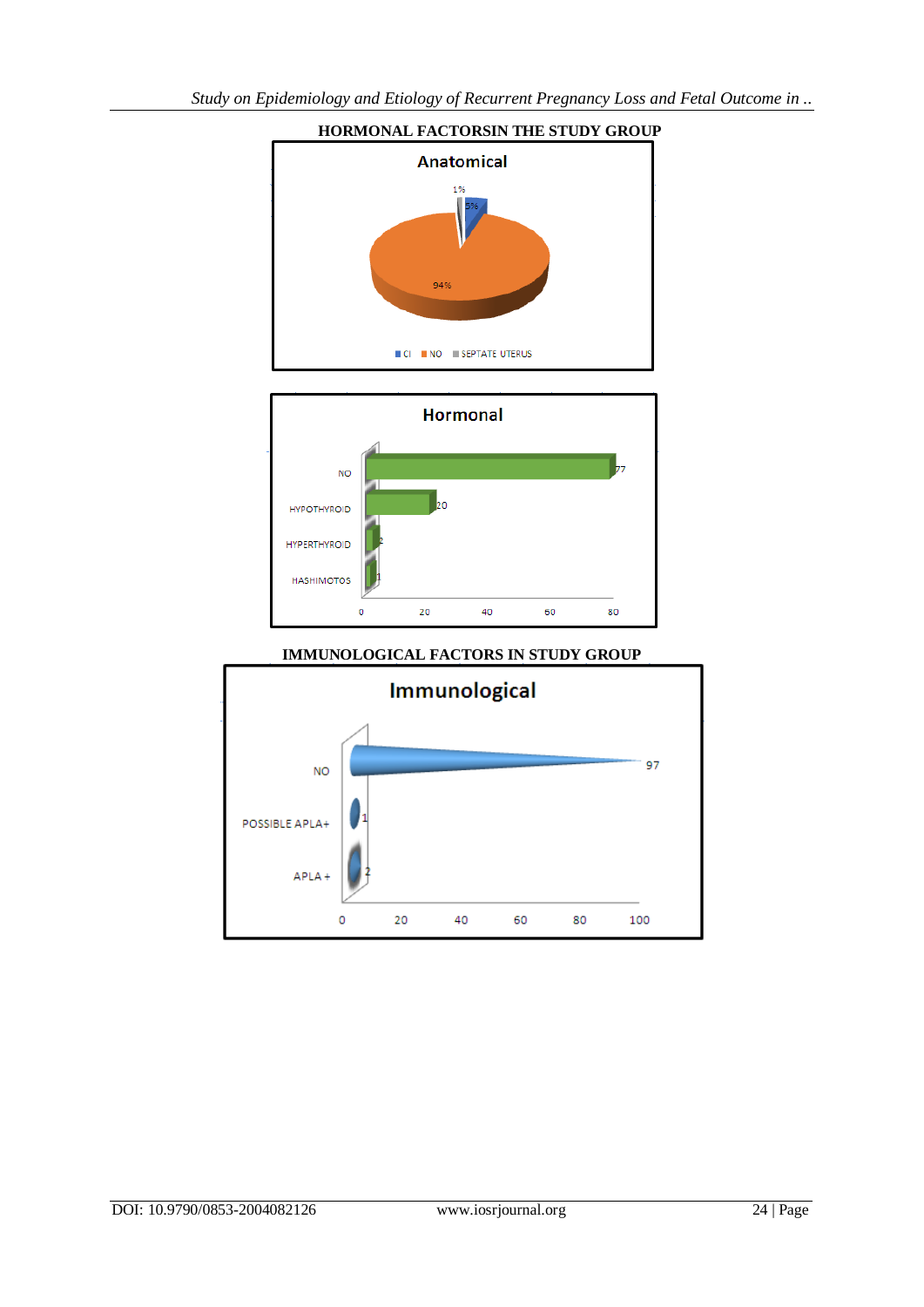**HORMONAL FACTORSIN THE STUDY GROUP**

Anatomical

1%

5%

94%

CI NO SEPTATE UTERUS

Hormonal

| | |
|---|---|
| NO | 77 |
| HYPOTHYROID | 20 |
| HYPERTHYROID | 2 |
| HASHIMOTOS | 1 |

0 20 40 60 80

**IMMUNOLOGICAL FACTORS IN STUDY GROUP**

Immunological

| | |
|---|---|
| NO | 97 |
| POSSIBLE APLA+ | 1 |
| APLA + | 2 |

0 20 40 60 80 100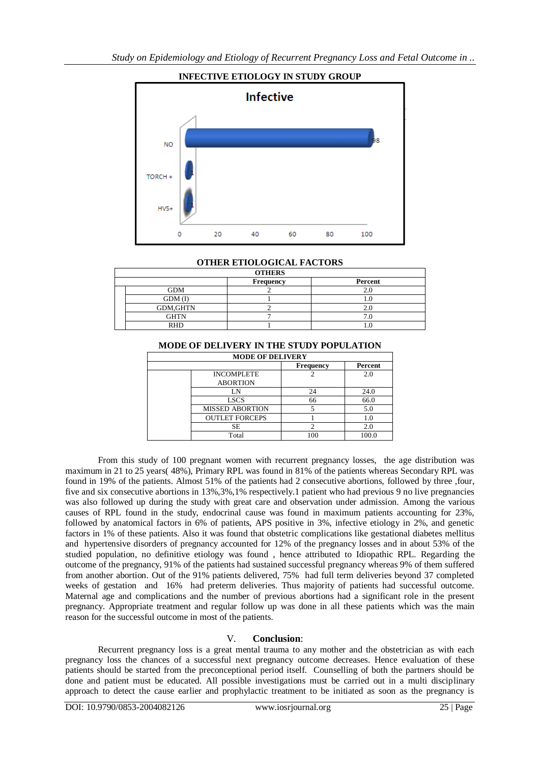**INFECTIVE ETIOLOGY IN STUDY GROUP**

**OTHER ETIOLOGICAL FACTORS**

| OTHERS | | |
|---|---|---|
| | Frequency | Percent |
| GDM | 2 | 2.0 |
| GDM (I) | 1 | 1.0 |
| GDM,GHTN | 2 | 2.0 |
| GHTN | 7 | 7.0 |
| RHD | 1 | 1.0 |

**MODE OF DELIVERY IN THE STUDY POPULATION**

| MODE OF DELIVERY | | |
|---|---|---|
| | Frequency | Percent |
| INCOMPLETE ABORTION | 2 | 2.0 |
| LN | 24 | 24.0 |
| LSCS | 66 | 66.0 |
| MISSED ABORTION | 5 | 5.0 |
| OUTLET FORCEPS | 1 | 1.0 |
| SE | 2 | 2.0 |
| Total | 100 | 100.0 |

From this study of 100 pregnant women with recurrent pregnancy losses, the age distribution was maximum in 21 to 25 years( 48%), Primary RPL was found in 81% of the patients whereas Secondary RPL was found in 19% of the patients. Almost 51% of the patients had 2 consecutive abortions, followed by three ,four, five and six consecutive abortions in 13%,3%,1% respectively.1 patient who had previous 9 no live pregnancies was also followed up during the study with great care and observation under admission. Among the various causes of RPL found in the study, endocrinal cause was found in maximum patients accounting for 23%, followed by anatomical factors in 6% of patients, APS positive in 3%, infective etiology in 2%, and genetic factors in 1% of these patients. Also it was found that obstetric complications like gestational diabetes mellitus and hypertensive disorders of pregnancy accounted for 12% of the pregnancy losses and in about 53% of the studied population, no definitive etiology was found , hence attributed to Idiopathic RPL. Regarding the outcome of the pregnancy, 91% of the patients had sustained successful pregnancy whereas 9% of them suffered from another abortion. Out of the 91% patients delivered, 75% had full term deliveries beyond 37 completed weeks of gestation and 16% had preterm deliveries. Thus majority of patients had successful outcome. Maternal age and complications and the number of previous abortions had a significant role in the present pregnancy. Appropriate treatment and regular follow up was done in all these patients which was the main reason for the successful outcome in most of the patients.

## V. Conclusion:

Recurrent pregnancy loss is a great mental trauma to any mother and the obstetrician as with each pregnancy loss the chances of a successful next pregnancy outcome decreases. Hence evaluation of these patients should be started from the preconceptional period itself. Counselling of both the partners should be done and patient must be educated. All possible investigations must be carried out in a multi disciplinary approach to detect the cause earlier and prophylactic treatment to be initiated as soon as the pregnancy is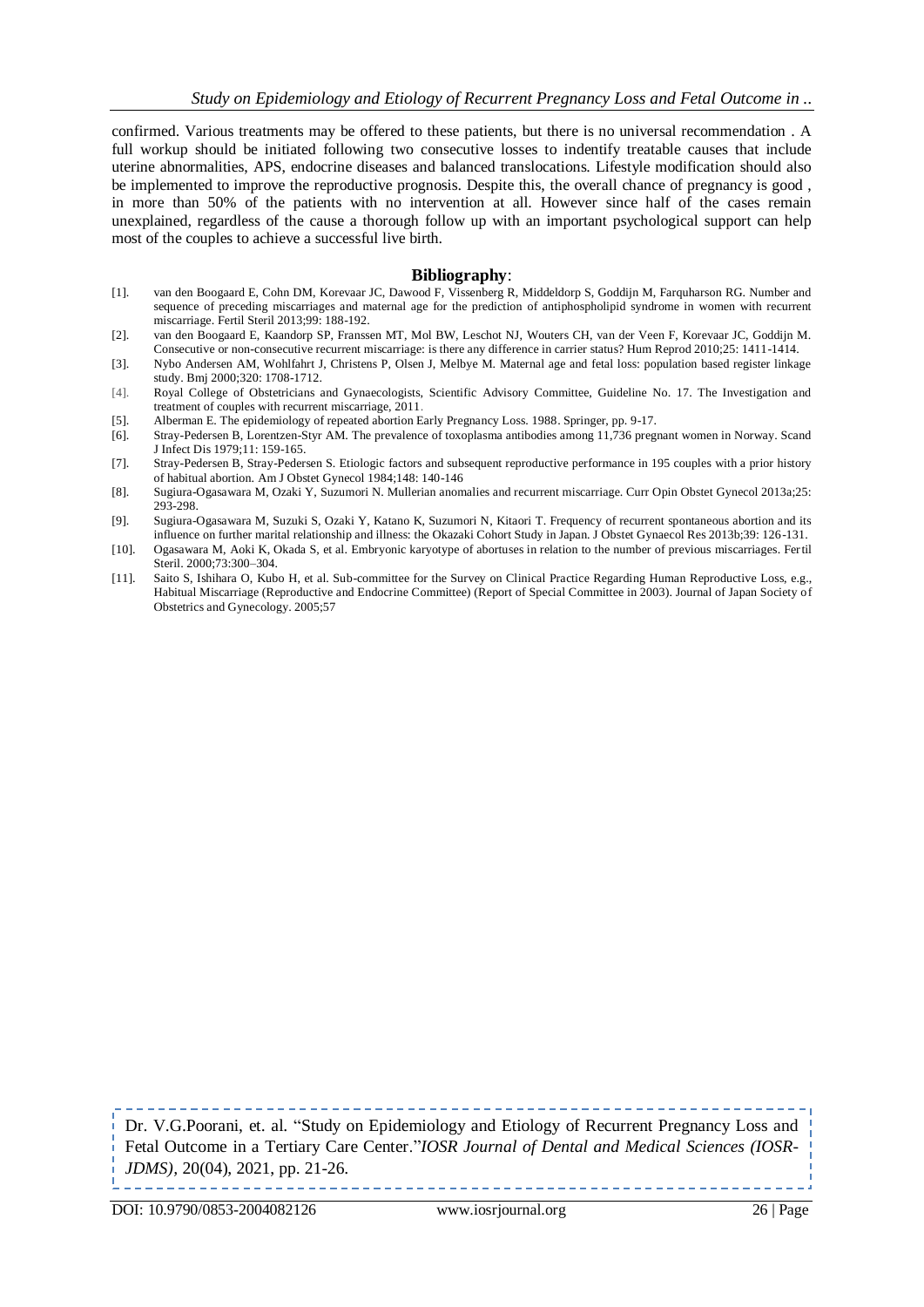confirmed. Various treatments may be offered to these patients, but there is no universal recommendation . A full workup should be initiated following two consecutive losses to indentify treatable causes that include uterine abnormalities, APS, endocrine diseases and balanced translocations. Lifestyle modification should also be implemented to improve the reproductive prognosis. Despite this, the overall chance of pregnancy is good , in more than 50% of the patients with no intervention at all. However since half of the cases remain unexplained, regardless of the cause a thorough follow up with an important psychological support can help most of the couples to achieve a successful live birth.

## Bibliography:

[1]. van den Boogaard E, Cohn DM, Korevaar JC, Dawood F, Vissenberg R, Middeldorp S, Goddijn M, Farquharson RG. Number and sequence of preceding miscarriages and maternal age for the prediction of antiphospholipid syndrome in women with recurrent miscarriage. Fertil Steril 2013;99: 188-192.

[2]. van den Boogaard E, Kaandorp SP, Franssen MT, Mol BW, Leschot NJ, Wouters CH, van der Veen F, Korevaar JC, Goddijn M. Consecutive or non-consecutive recurrent miscarriage: is there any difference in carrier status? Hum Reprod 2010;25: 1411-1414.

[3]. Nybo Andersen AM, Wohlfahrt J, Christens P, Olsen J, Melbye M. Maternal age and fetal loss: population based register linkage study. Bmj 2000;320: 1708-1712.

[4]. Royal College of Obstetricians and Gynaecologists, Scientific Advisory Committee, Guideline No. 17. The Investigation and treatment of couples with recurrent miscarriage, 2011.

[5]. Alberman E. The epidemiology of repeated abortion Early Pregnancy Loss. 1988. Springer, pp. 9-17.

[6]. Stray-Pedersen B, Lorentzen-Styr AM. The prevalence of toxoplasma antibodies among 11,736 pregnant women in Norway. Scand J Infect Dis 1979;11: 159-165.

[7]. Stray-Pedersen B, Stray-Pedersen S. Etiologic factors and subsequent reproductive performance in 195 couples with a prior history of habitual abortion. Am J Obstet Gynecol 1984;148: 140-146

[8]. Sugiura-Ogasawara M, Ozaki Y, Suzumori N. Mullerian anomalies and recurrent miscarriage. Curr Opin Obstet Gynecol 2013a;25: 293-298.

[9]. Sugiura-Ogasawara M, Suzuki S, Ozaki Y, Katano K, Suzumori N, Kitaori T. Frequency of recurrent spontaneous abortion and its influence on further marital relationship and illness: the Okazaki Cohort Study in Japan. J Obstet Gynaecol Res 2013b;39: 126-131.

[10]. Ogasawara M, Aoki K, Okada S, et al. Embryonic karyotype of abortuses in relation to the number of previous miscarriages. Fertil Steril. 2000;73:300–304.

[11]. Saito S, Ishihara O, Kubo H, et al. Sub-committee for the Survey on Clinical Practice Regarding Human Reproductive Loss, e.g., Habitual Miscarriage (Reproductive and Endocrine Committee) (Report of Special Committee in 2003). Journal of Japan Society of Obstetrics and Gynecology. 2005;57

Dr. V.G.Poorani, et. al. "Study on Epidemiology and Etiology of Recurrent Pregnancy Loss and Fetal Outcome in a Tertiary Care Center."*IOSR Journal of Dental and Medical Sciences (IOSR-JDMS)*, 20(04), 2021, pp. 21-26.